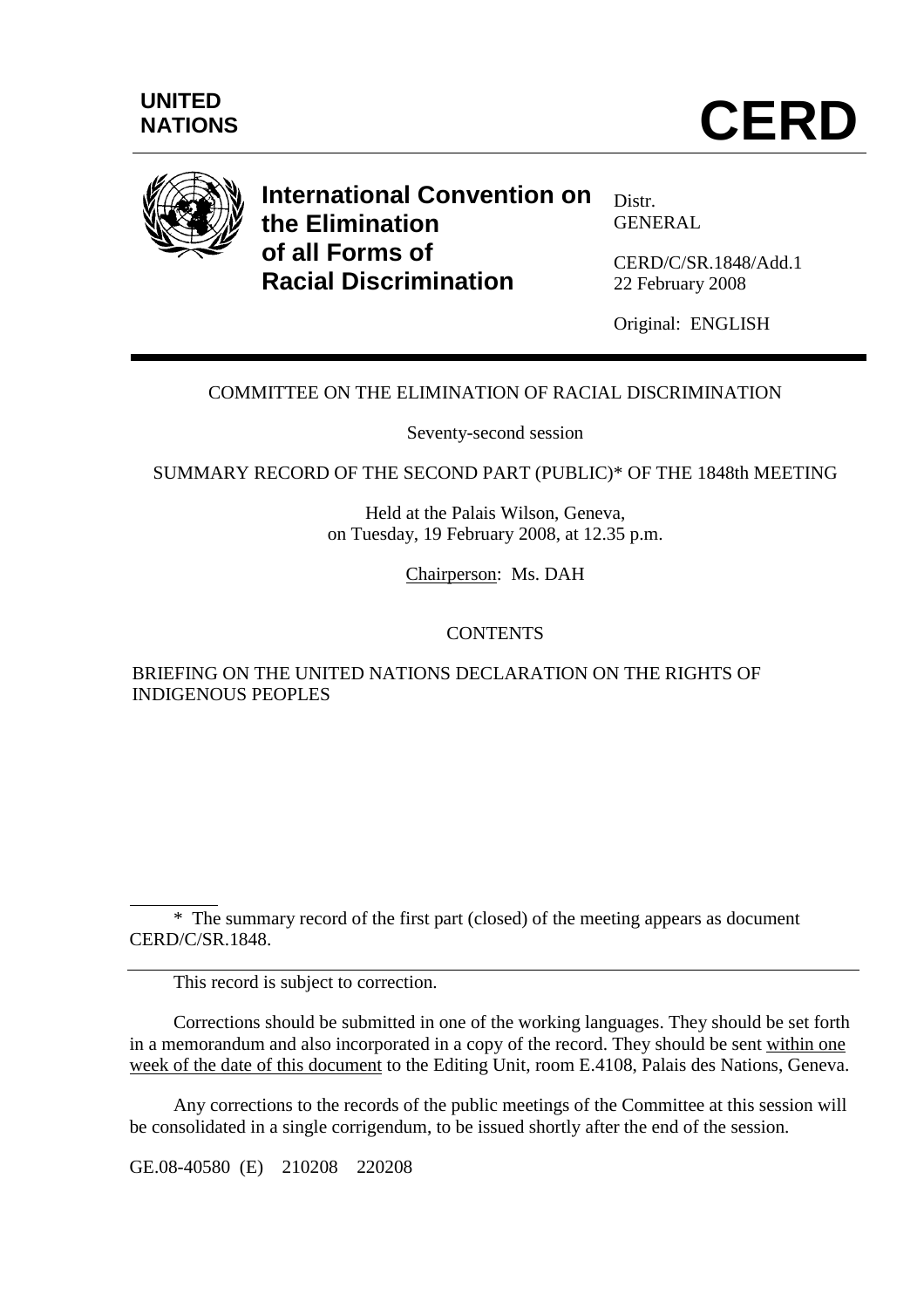UNITED NATIONS

# CERD

**International Convention on the Elimination of all Forms of Racial Discrimination**

Distr.
GENERAL

CERD/C/SR.1848/Add.1
22 February 2008

Original: ENGLISH

COMMITTEE ON THE ELIMINATION OF RACIAL DISCRIMINATION

Seventy-second session

SUMMARY RECORD OF THE SECOND PART (PUBLIC)* OF THE 1848th MEETING

Held at the Palais Wilson, Geneva,
on Tuesday, 19 February 2008, at 12.35 p.m.

Chairperson: Ms. DAH

CONTENTS

BRIEFING ON THE UNITED NATIONS DECLARATION ON THE RIGHTS OF INDIGENOUS PEOPLES

---

\* The summary record of the first part (closed) of the meeting appears as document CERD/C/SR.1848.

This record is subject to correction.

Corrections should be submitted in one of the working languages. They should be set forth in a memorandum and also incorporated in a copy of the record. They should be sent within one week of the date of this document to the Editing Unit, room E.4108, Palais des Nations, Geneva.

Any corrections to the records of the public meetings of the Committee at this session will be consolidated in a single corrigendum, to be issued shortly after the end of the session.

GE.08-40580 (E) 210208 220208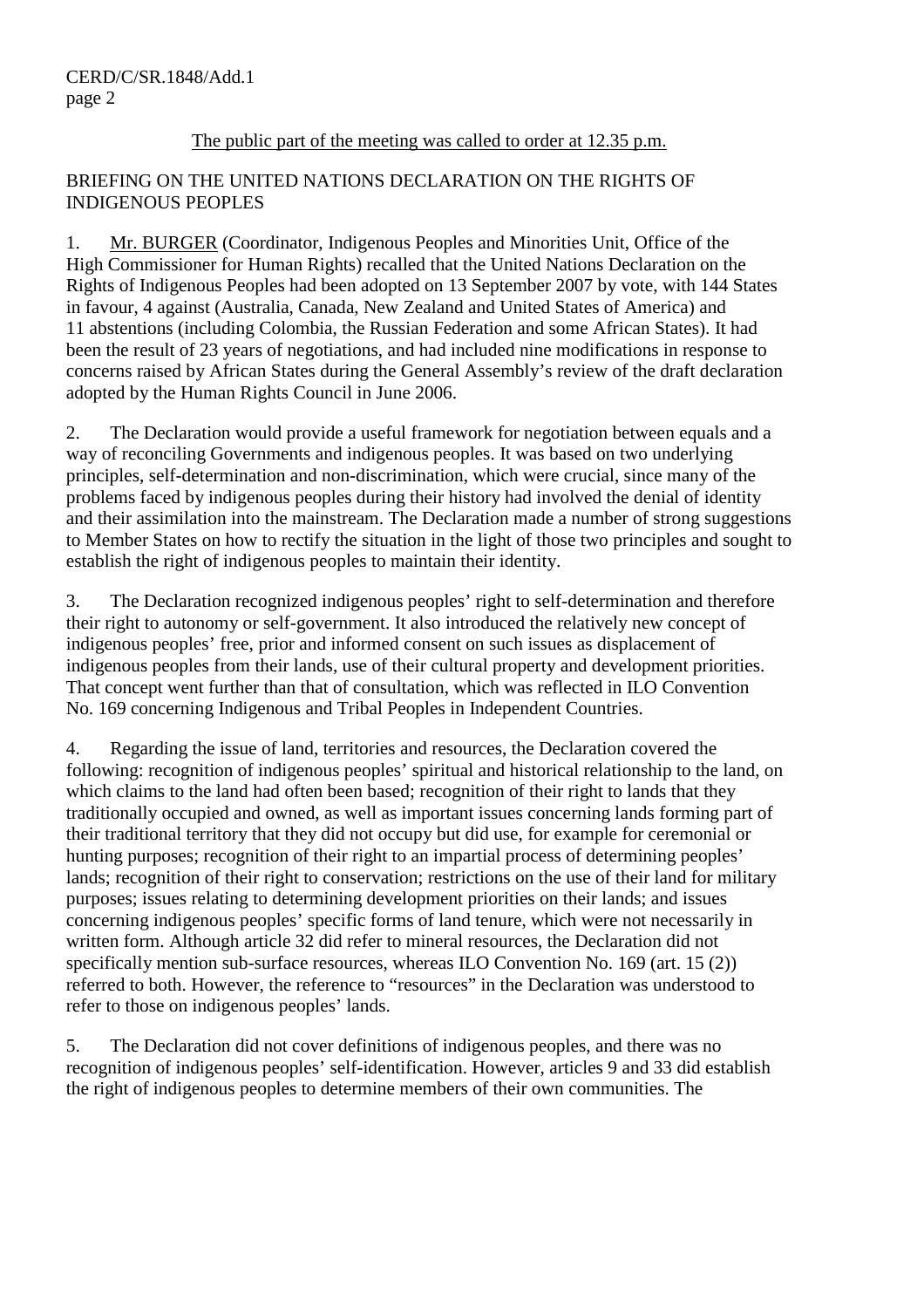The public part of the meeting was called to order at 12.35 p.m.

BRIEFING ON THE UNITED NATIONS DECLARATION ON THE RIGHTS OF INDIGENOUS PEOPLES

1. Mr. BURGER (Coordinator, Indigenous Peoples and Minorities Unit, Office of the High Commissioner for Human Rights) recalled that the United Nations Declaration on the Rights of Indigenous Peoples had been adopted on 13 September 2007 by vote, with 144 States in favour, 4 against (Australia, Canada, New Zealand and United States of America) and 11 abstentions (including Colombia, the Russian Federation and some African States). It had been the result of 23 years of negotiations, and had included nine modifications in response to concerns raised by African States during the General Assembly's review of the draft declaration adopted by the Human Rights Council in June 2006.

2. The Declaration would provide a useful framework for negotiation between equals and a way of reconciling Governments and indigenous peoples. It was based on two underlying principles, self-determination and non-discrimination, which were crucial, since many of the problems faced by indigenous peoples during their history had involved the denial of identity and their assimilation into the mainstream. The Declaration made a number of strong suggestions to Member States on how to rectify the situation in the light of those two principles and sought to establish the right of indigenous peoples to maintain their identity.

3. The Declaration recognized indigenous peoples' right to self-determination and therefore their right to autonomy or self-government. It also introduced the relatively new concept of indigenous peoples' free, prior and informed consent on such issues as displacement of indigenous peoples from their lands, use of their cultural property and development priorities. That concept went further than that of consultation, which was reflected in ILO Convention No. 169 concerning Indigenous and Tribal Peoples in Independent Countries.

4. Regarding the issue of land, territories and resources, the Declaration covered the following: recognition of indigenous peoples' spiritual and historical relationship to the land, on which claims to the land had often been based; recognition of their right to lands that they traditionally occupied and owned, as well as important issues concerning lands forming part of their traditional territory that they did not occupy but did use, for example for ceremonial or hunting purposes; recognition of their right to an impartial process of determining peoples' lands; recognition of their right to conservation; restrictions on the use of their land for military purposes; issues relating to determining development priorities on their lands; and issues concerning indigenous peoples' specific forms of land tenure, which were not necessarily in written form. Although article 32 did refer to mineral resources, the Declaration did not specifically mention sub-surface resources, whereas ILO Convention No. 169 (art. 15 (2)) referred to both. However, the reference to "resources" in the Declaration was understood to refer to those on indigenous peoples' lands.

5. The Declaration did not cover definitions of indigenous peoples, and there was no recognition of indigenous peoples' self-identification. However, articles 9 and 33 did establish the right of indigenous peoples to determine members of their own communities. The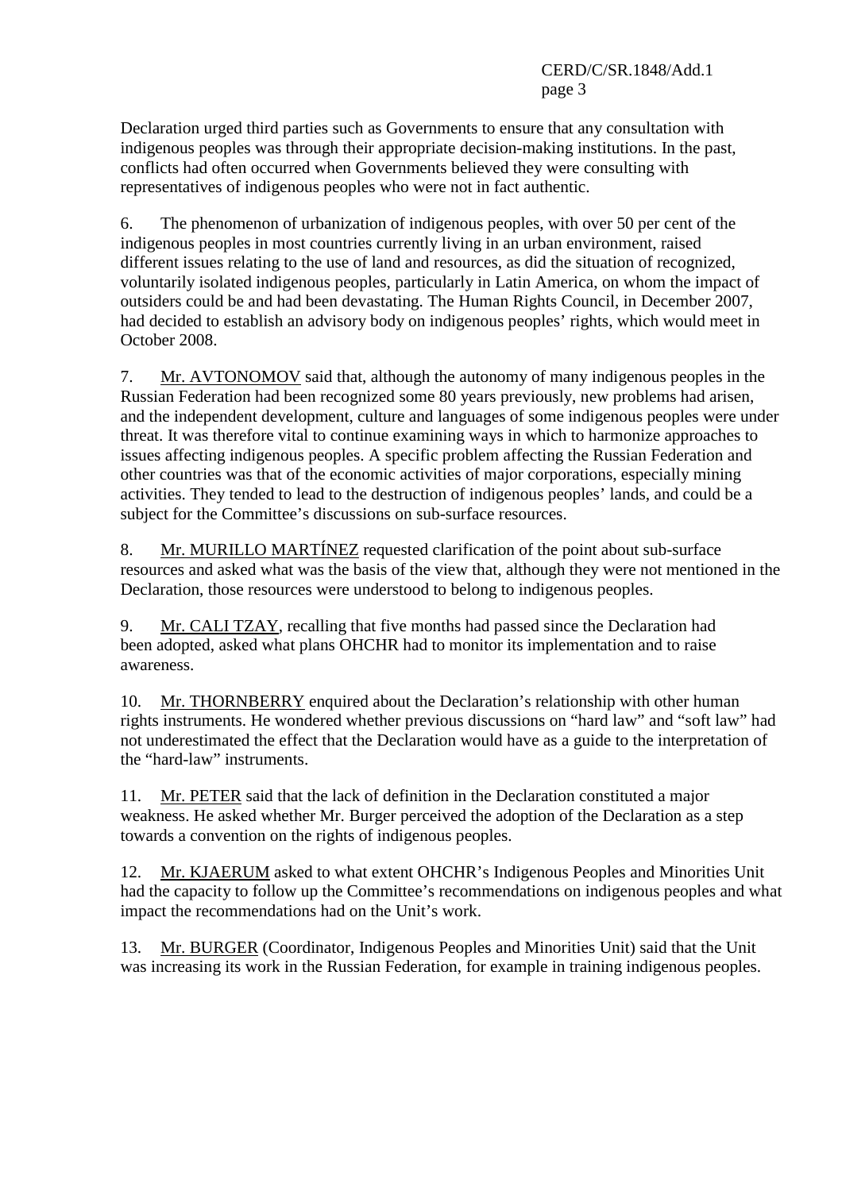Declaration urged third parties such as Governments to ensure that any consultation with indigenous peoples was through their appropriate decision-making institutions. In the past, conflicts had often occurred when Governments believed they were consulting with representatives of indigenous peoples who were not in fact authentic.

6. The phenomenon of urbanization of indigenous peoples, with over 50 per cent of the indigenous peoples in most countries currently living in an urban environment, raised different issues relating to the use of land and resources, as did the situation of recognized, voluntarily isolated indigenous peoples, particularly in Latin America, on whom the impact of outsiders could be and had been devastating. The Human Rights Council, in December 2007, had decided to establish an advisory body on indigenous peoples' rights, which would meet in October 2008.

7. Mr. AVTONOMOV said that, although the autonomy of many indigenous peoples in the Russian Federation had been recognized some 80 years previously, new problems had arisen, and the independent development, culture and languages of some indigenous peoples were under threat. It was therefore vital to continue examining ways in which to harmonize approaches to issues affecting indigenous peoples. A specific problem affecting the Russian Federation and other countries was that of the economic activities of major corporations, especially mining activities. They tended to lead to the destruction of indigenous peoples' lands, and could be a subject for the Committee's discussions on sub-surface resources.

8. Mr. MURILLO MARTÍNEZ requested clarification of the point about sub-surface resources and asked what was the basis of the view that, although they were not mentioned in the Declaration, those resources were understood to belong to indigenous peoples.

9. Mr. CALI TZAY, recalling that five months had passed since the Declaration had been adopted, asked what plans OHCHR had to monitor its implementation and to raise awareness.

10. Mr. THORNBERRY enquired about the Declaration's relationship with other human rights instruments. He wondered whether previous discussions on "hard law" and "soft law" had not underestimated the effect that the Declaration would have as a guide to the interpretation of the "hard-law" instruments.

11. Mr. PETER said that the lack of definition in the Declaration constituted a major weakness. He asked whether Mr. Burger perceived the adoption of the Declaration as a step towards a convention on the rights of indigenous peoples.

12. Mr. KJAERUM asked to what extent OHCHR's Indigenous Peoples and Minorities Unit had the capacity to follow up the Committee's recommendations on indigenous peoples and what impact the recommendations had on the Unit's work.

13. Mr. BURGER (Coordinator, Indigenous Peoples and Minorities Unit) said that the Unit was increasing its work in the Russian Federation, for example in training indigenous peoples.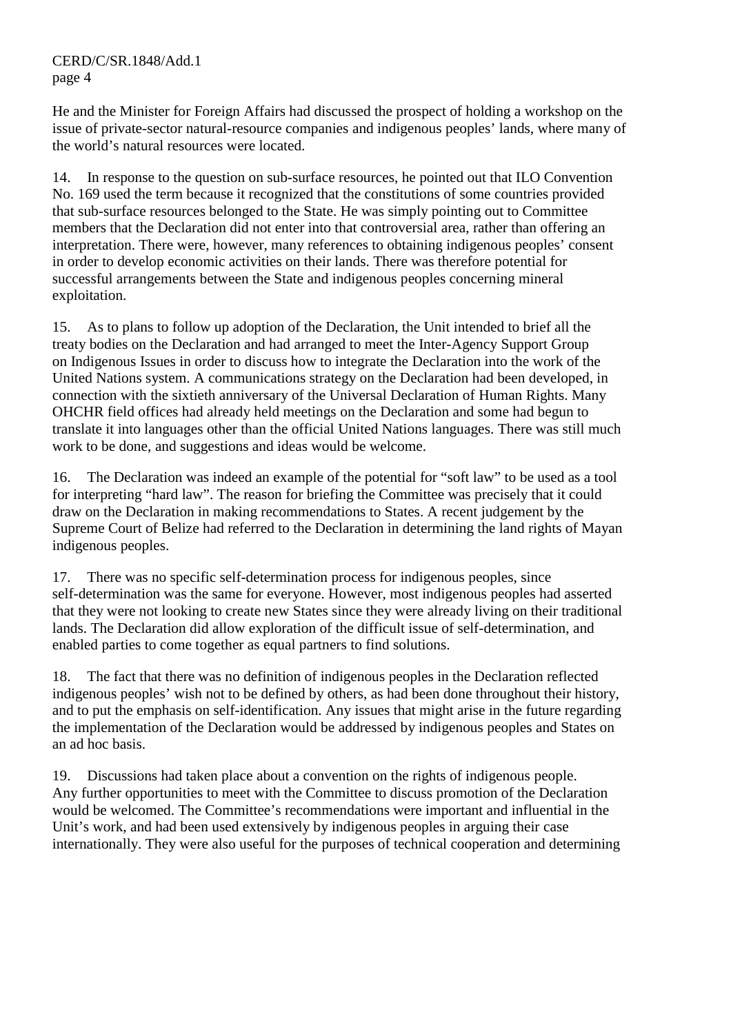He and the Minister for Foreign Affairs had discussed the prospect of holding a workshop on the issue of private-sector natural-resource companies and indigenous peoples' lands, where many of the world's natural resources were located.

14. In response to the question on sub-surface resources, he pointed out that ILO Convention No. 169 used the term because it recognized that the constitutions of some countries provided that sub-surface resources belonged to the State. He was simply pointing out to Committee members that the Declaration did not enter into that controversial area, rather than offering an interpretation. There were, however, many references to obtaining indigenous peoples' consent in order to develop economic activities on their lands. There was therefore potential for successful arrangements between the State and indigenous peoples concerning mineral exploitation.

15. As to plans to follow up adoption of the Declaration, the Unit intended to brief all the treaty bodies on the Declaration and had arranged to meet the Inter-Agency Support Group on Indigenous Issues in order to discuss how to integrate the Declaration into the work of the United Nations system. A communications strategy on the Declaration had been developed, in connection with the sixtieth anniversary of the Universal Declaration of Human Rights. Many OHCHR field offices had already held meetings on the Declaration and some had begun to translate it into languages other than the official United Nations languages. There was still much work to be done, and suggestions and ideas would be welcome.

16. The Declaration was indeed an example of the potential for "soft law" to be used as a tool for interpreting "hard law". The reason for briefing the Committee was precisely that it could draw on the Declaration in making recommendations to States. A recent judgement by the Supreme Court of Belize had referred to the Declaration in determining the land rights of Mayan indigenous peoples.

17. There was no specific self-determination process for indigenous peoples, since self-determination was the same for everyone. However, most indigenous peoples had asserted that they were not looking to create new States since they were already living on their traditional lands. The Declaration did allow exploration of the difficult issue of self-determination, and enabled parties to come together as equal partners to find solutions.

18. The fact that there was no definition of indigenous peoples in the Declaration reflected indigenous peoples' wish not to be defined by others, as had been done throughout their history, and to put the emphasis on self-identification. Any issues that might arise in the future regarding the implementation of the Declaration would be addressed by indigenous peoples and States on an ad hoc basis.

19. Discussions had taken place about a convention on the rights of indigenous people. Any further opportunities to meet with the Committee to discuss promotion of the Declaration would be welcomed. The Committee's recommendations were important and influential in the Unit's work, and had been used extensively by indigenous peoples in arguing their case internationally. They were also useful for the purposes of technical cooperation and determining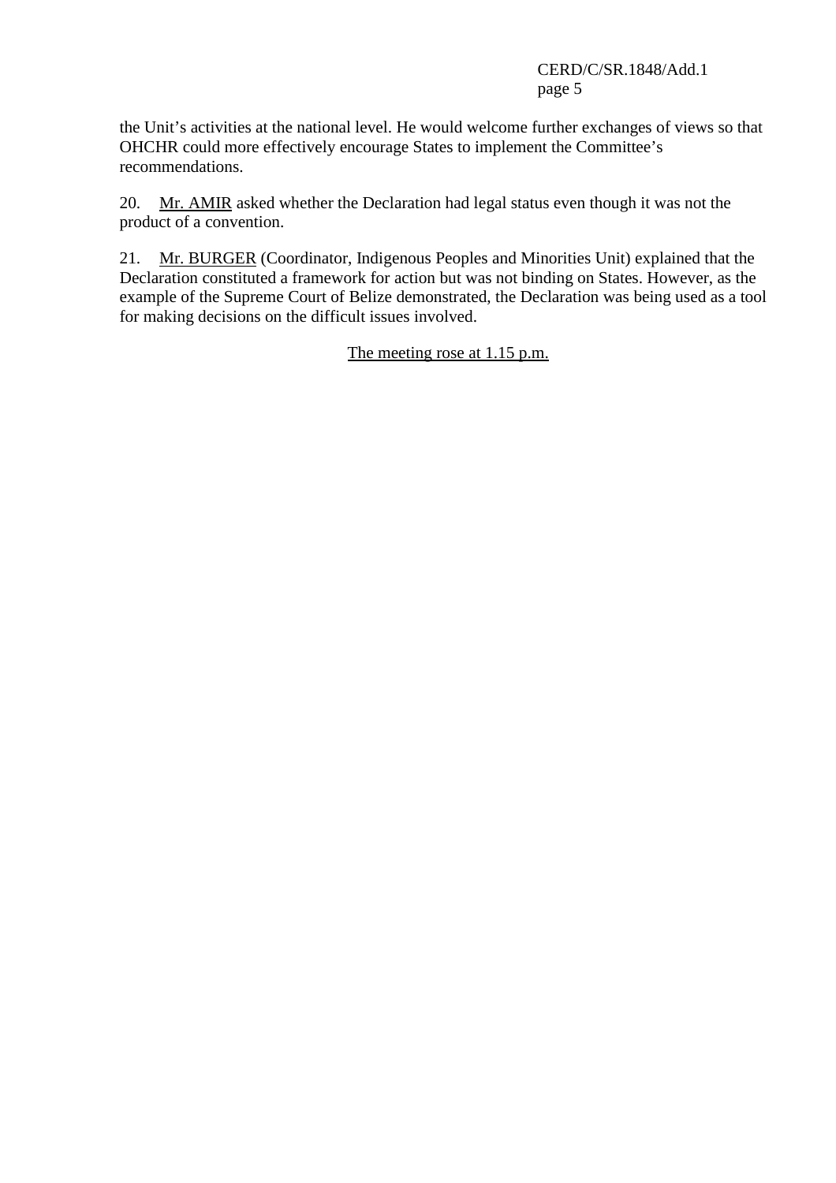the Unit's activities at the national level. He would welcome further exchanges of views so that OHCHR could more effectively encourage States to implement the Committee's recommendations.

20. Mr. AMIR asked whether the Declaration had legal status even though it was not the product of a convention.

21. Mr. BURGER (Coordinator, Indigenous Peoples and Minorities Unit) explained that the Declaration constituted a framework for action but was not binding on States. However, as the example of the Supreme Court of Belize demonstrated, the Declaration was being used as a tool for making decisions on the difficult issues involved.

The meeting rose at 1.15 p.m.